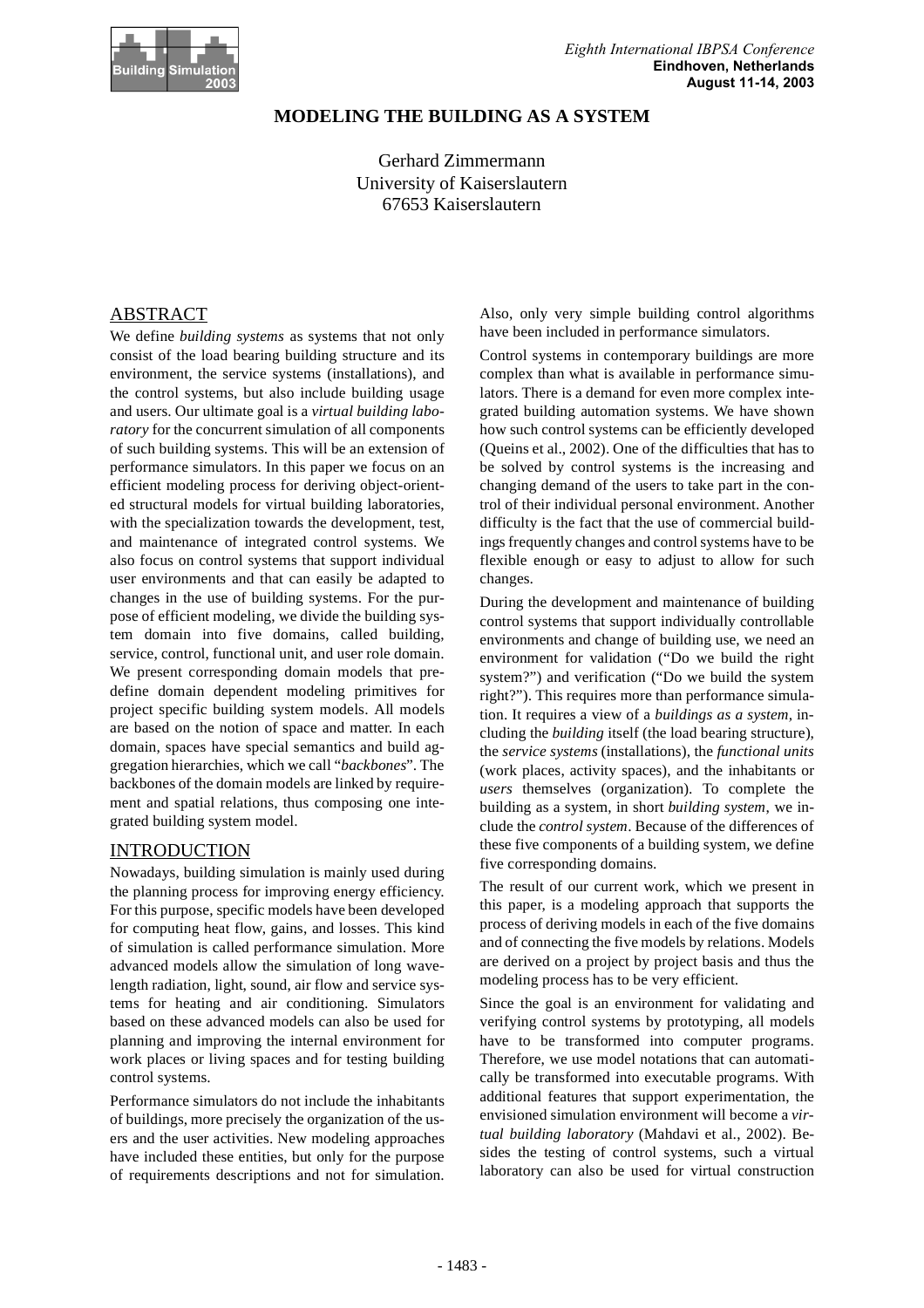# MODELING THE BUILDING AS A SYSTEM

Gerhard Zimmermann
University of Kaiserslautern
67653 Kaiserslautern

## ABSTRACT

We define *building systems* as systems that not only consist of the load bearing building structure and its environment, the service systems (installations), and the control systems, but also include building usage and users. Our ultimate goal is a *virtual building laboratory* for the concurrent simulation of all components of such building systems. This will be an extension of performance simulators. In this paper we focus on an efficient modeling process for deriving object-oriented structural models for virtual building laboratories, with the specialization towards the development, test, and maintenance of integrated control systems. We also focus on control systems that support individual user environments and that can easily be adapted to changes in the use of building systems. For the purpose of efficient modeling, we divide the building system domain into five domains, called building, service, control, functional unit, and user role domain. We present corresponding domain models that predefine domain dependent modeling primitives for project specific building system models. All models are based on the notion of space and matter. In each domain, spaces have special semantics and build aggregation hierarchies, which we call "*backbones*". The backbones of the domain models are linked by requirement and spatial relations, thus composing one integrated building system model.

## INTRODUCTION

Nowadays, building simulation is mainly used during the planning process for improving energy efficiency. For this purpose, specific models have been developed for computing heat flow, gains, and losses. This kind of simulation is called performance simulation. More advanced models allow the simulation of long wavelength radiation, light, sound, air flow and service systems for heating and air conditioning. Simulators based on these advanced models can also be used for planning and improving the internal environment for work places or living spaces and for testing building control systems.

Performance simulators do not include the inhabitants of buildings, more precisely the organization of the users and the user activities. New modeling approaches have included these entities, but only for the purpose of requirements descriptions and not for simulation. Also, only very simple building control algorithms have been included in performance simulators.

Control systems in contemporary buildings are more complex than what is available in performance simulators. There is a demand for even more complex integrated building automation systems. We have shown how such control systems can be efficiently developed (Queins et al., 2002). One of the difficulties that has to be solved by control systems is the increasing and changing demand of the users to take part in the control of their individual personal environment. Another difficulty is the fact that the use of commercial buildings frequently changes and control systems have to be flexible enough or easy to adjust to allow for such changes.

During the development and maintenance of building control systems that support individually controllable environments and change of building use, we need an environment for validation ("Do we build the right system?") and verification ("Do we build the system right?"). This requires more than performance simulation. It requires a view of a *buildings as a system*, including the *building* itself (the load bearing structure), the *service systems* (installations), the *functional units* (work places, activity spaces), and the inhabitants or *users* themselves (organization). To complete the building as a system, in short *building system*, we include the *control system*. Because of the differences of these five components of a building system, we define five corresponding domains.

The result of our current work, which we present in this paper, is a modeling approach that supports the process of deriving models in each of the five domains and of connecting the five models by relations. Models are derived on a project by project basis and thus the modeling process has to be very efficient.

Since the goal is an environment for validating and verifying control systems by prototyping, all models have to be transformed into computer programs. Therefore, we use model notations that can automatically be transformed into executable programs. With additional features that support experimentation, the envisioned simulation environment will become a *virtual building laboratory* (Mahdavi et al., 2002). Besides the testing of control systems, such a virtual laboratory can also be used for virtual construction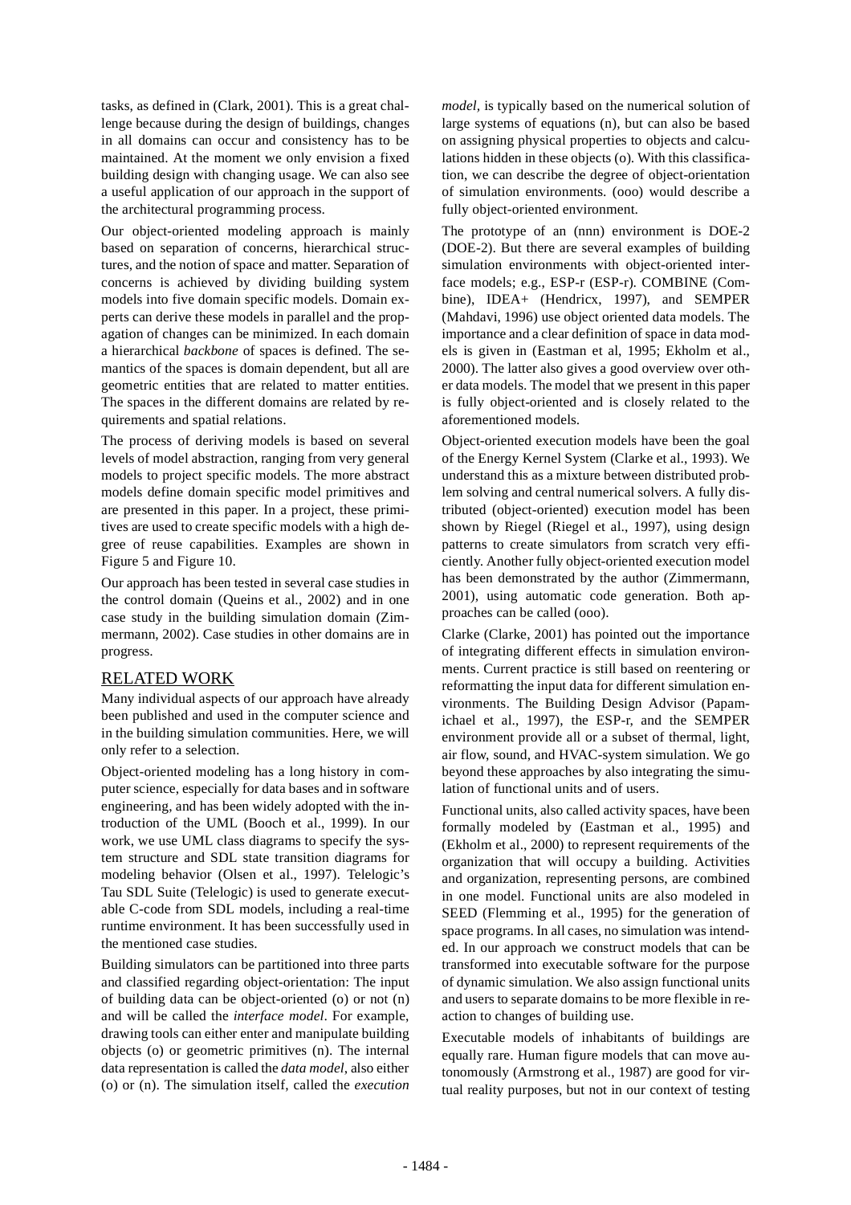tasks, as defined in (Clark, 2001). This is a great challenge because during the design of buildings, changes in all domains can occur and consistency has to be maintained. At the moment we only envision a fixed building design with changing usage. We can also see a useful application of our approach in the support of the architectural programming process.

Our object-oriented modeling approach is mainly based on separation of concerns, hierarchical structures, and the notion of space and matter. Separation of concerns is achieved by dividing building system models into five domain specific models. Domain experts can derive these models in parallel and the propagation of changes can be minimized. In each domain a hierarchical *backbone* of spaces is defined. The semantics of the spaces is domain dependent, but all are geometric entities that are related to matter entities. The spaces in the different domains are related by requirements and spatial relations.

The process of deriving models is based on several levels of model abstraction, ranging from very general models to project specific models. The more abstract models define domain specific model primitives and are presented in this paper. In a project, these primitives are used to create specific models with a high degree of reuse capabilities. Examples are shown in Figure 5 and Figure 10.

Our approach has been tested in several case studies in the control domain (Queins et al., 2002) and in one case study in the building simulation domain (Zimmermann, 2002). Case studies in other domains are in progress.

## RELATED WORK

Many individual aspects of our approach have already been published and used in the computer science and in the building simulation communities. Here, we will only refer to a selection.

Object-oriented modeling has a long history in computer science, especially for data bases and in software engineering, and has been widely adopted with the introduction of the UML (Booch et al., 1999). In our work, we use UML class diagrams to specify the system structure and SDL state transition diagrams for modeling behavior (Olsen et al., 1997). Telelogic's Tau SDL Suite (Telelogic) is used to generate executable C-code from SDL models, including a real-time runtime environment. It has been successfully used in the mentioned case studies.

Building simulators can be partitioned into three parts and classified regarding object-orientation: The input of building data can be object-oriented (o) or not (n) and will be called the *interface model*. For example, drawing tools can either enter and manipulate building objects (o) or geometric primitives (n). The internal data representation is called the *data model*, also either (o) or (n). The simulation itself, called the *execution model*, is typically based on the numerical solution of large systems of equations (n), but can also be based on assigning physical properties to objects and calculations hidden in these objects (o). With this classification, we can describe the degree of object-orientation of simulation environments. (ooo) would describe a fully object-oriented environment.

The prototype of an (nnn) environment is DOE-2 (DOE-2). But there are several examples of building simulation environments with object-oriented interface models; e.g., ESP-r (ESP-r). COMBINE (Combine), IDEA+ (Hendricx, 1997), and SEMPER (Mahdavi, 1996) use object oriented data models. The importance and a clear definition of space in data models is given in (Eastman et al, 1995; Ekholm et al., 2000). The latter also gives a good overview over other data models. The model that we present in this paper is fully object-oriented and is closely related to the aforementioned models.

Object-oriented execution models have been the goal of the Energy Kernel System (Clarke et al., 1993). We understand this as a mixture between distributed problem solving and central numerical solvers. A fully distributed (object-oriented) execution model has been shown by Riegel (Riegel et al., 1997), using design patterns to create simulators from scratch very efficiently. Another fully object-oriented execution model has been demonstrated by the author (Zimmermann, 2001), using automatic code generation. Both approaches can be called (ooo).

Clarke (Clarke, 2001) has pointed out the importance of integrating different effects in simulation environments. Current practice is still based on reentering or reformatting the input data for different simulation environments. The Building Design Advisor (Papamichael et al., 1997), the ESP-r, and the SEMPER environment provide all or a subset of thermal, light, air flow, sound, and HVAC-system simulation. We go beyond these approaches by also integrating the simulation of functional units and of users.

Functional units, also called activity spaces, have been formally modeled by (Eastman et al., 1995) and (Ekholm et al., 2000) to represent requirements of the organization that will occupy a building. Activities and organization, representing persons, are combined in one model. Functional units are also modeled in SEED (Flemming et al., 1995) for the generation of space programs. In all cases, no simulation was intended. In our approach we construct models that can be transformed into executable software for the purpose of dynamic simulation. We also assign functional units and users to separate domains to be more flexible in reaction to changes of building use.

Executable models of inhabitants of buildings are equally rare. Human figure models that can move autonomously (Armstrong et al., 1987) are good for virtual reality purposes, but not in our context of testing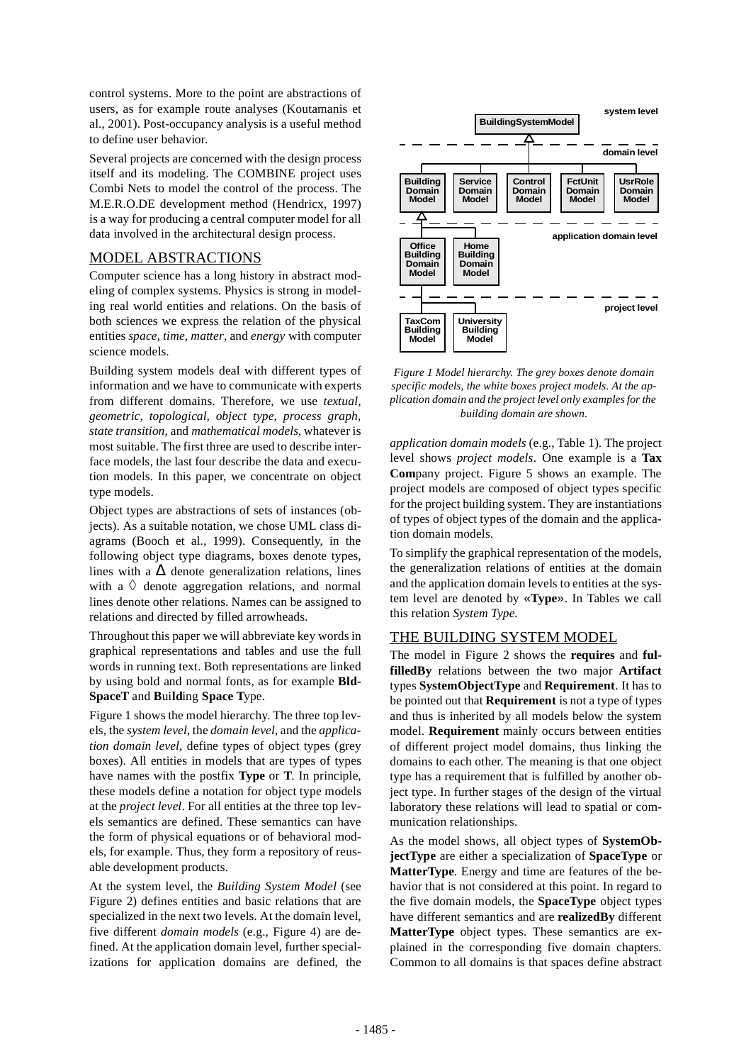control systems. More to the point are abstractions of users, as for example route analyses (Koutamanis et al., 2001). Post-occupancy analysis is a useful method to define user behavior.

Several projects are concerned with the design process itself and its modeling. The COMBINE project uses Combi Nets to model the control of the process. The M.E.R.O.DE development method (Hendricx, 1997) is a way for producing a central computer model for all data involved in the architectural design process.

## MODEL ABSTRACTIONS

Computer science has a long history in abstract modeling of complex systems. Physics is strong in modeling real world entities and relations. On the basis of both sciences we express the relation of the physical entities *space, time, matter,* and *energy* with computer science models.

Building system models deal with different types of information and we have to communicate with experts from different domains. Therefore, we use *textual, geometric, topological, object type, process graph, state transition,* and *mathematical models*, whatever is most suitable. The first three are used to describe interface models, the last four describe the data and execution models. In this paper, we concentrate on object type models.

Object types are abstractions of sets of instances (objects). As a suitable notation, we chose UML class diagrams (Booch et al., 1999). Consequently, in the following object type diagrams, boxes denote types, lines with a Δ denote generalization relations, lines with a ◊ denote aggregation relations, and normal lines denote other relations. Names can be assigned to relations and directed by filled arrowheads.

Throughout this paper we will abbreviate key words in graphical representations and tables and use the full words in running text. Both representations are linked by using bold and normal fonts, as for example **BldSpaceT** and **B**ui**ld**ing **Space T**ype.

Figure 1 shows the model hierarchy. The three top levels, the *system level*, the *domain level*, and the *application domain level*, define types of object types (grey boxes). All entities in models that are types of types have names with the postfix **Type** or **T**. In principle, these models define a notation for object type models at the *project level*. For all entities at the three top levels semantics are defined. These semantics can have the form of physical equations or of behavioral models, for example. Thus, they form a repository of reusable development products.

At the system level, the *Building System Model* (see Figure 2) defines entities and basic relations that are specialized in the next two levels. At the domain level, five different *domain models* (e.g., Figure 4) are defined. At the application domain level, further specializations for application domains are defined, the

system level

BuildingSystemModel

domain level

Building Domain Model | Service Domain Model | Control Domain Model | FctUnit Domain Model | UsrRole Domain Model

application domain level

Office Building Domain Model | Home Building Domain Model

project level

TaxCom Building Model | University Building Model

*Figure 1 Model hierarchy. The grey boxes denote domain specific models, the white boxes project models. At the application domain and the project level only examples for the building domain are shown.*

*application domain models* (e.g., Table 1). The project level shows *project models*. One example is a **Tax Com**pany project. Figure 5 shows an example. The project models are composed of object types specific for the project building system. They are instantiations of types of object types of the domain and the application domain models.

To simplify the graphical representation of the models, the generalization relations of entities at the domain and the application domain levels to entities at the system level are denoted by **«Type»**. In Tables we call this relation *System Type.*

## THE BUILDING SYSTEM MODEL

The model in Figure 2 shows the **requires** and **fulfilledBy** relations between the two major **Artifact** types **SystemObjectType** and **Requirement**. It has to be pointed out that **Requirement** is not a type of types and thus is inherited by all models below the system model. **Requirement** mainly occurs between entities of different project model domains, thus linking the domains to each other. The meaning is that one object type has a requirement that is fulfilled by another object type. In further stages of the design of the virtual laboratory these relations will lead to spatial or communication relationships.

As the model shows, all object types of **SystemObjectType** are either a specialization of **SpaceType** or **MatterType**. Energy and time are features of the behavior that is not considered at this point. In regard to the five domain models, the **SpaceType** object types have different semantics and are **realizedBy** different **MatterType** object types. These semantics are explained in the corresponding five domain chapters. Common to all domains is that spaces define abstract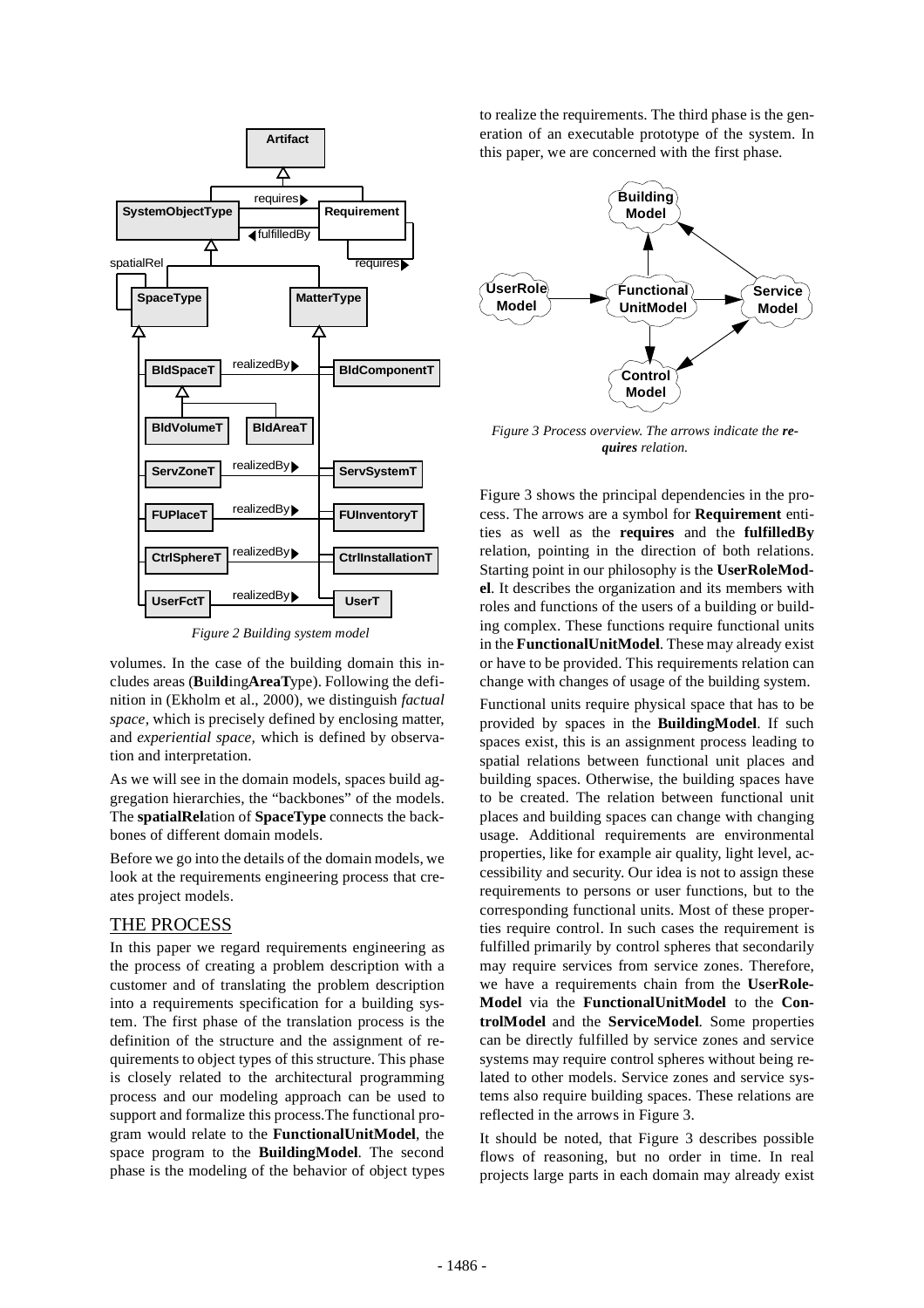*Figure 2 Building system model*

volumes. In the case of the building domain this includes areas (**B**ui**ld**ing**AreaT**ype). Following the definition in (Ekholm et al., 2000), we distinguish *factual space,* which is precisely defined by enclosing matter, and *experiential space,* which is defined by observation and interpretation.

As we will see in the domain models, spaces build aggregation hierarchies, the "backbones" of the models. The **spatialRel**ation of **SpaceType** connects the backbones of different domain models.

Before we go into the details of the domain models, we look at the requirements engineering process that creates project models.

## THE PROCESS

In this paper we regard requirements engineering as the process of creating a problem description with a customer and of translating the problem description into a requirements specification for a building system. The first phase of the translation process is the definition of the structure and the assignment of requirements to object types of this structure. This phase is closely related to the architectural programming process and our modeling approach can be used to support and formalize this process.The functional program would relate to the **FunctionalUnitModel**, the space program to the **BuildingModel**. The second phase is the modeling of the behavior of object types to realize the requirements. The third phase is the generation of an executable prototype of the system. In this paper, we are concerned with the first phase.

*Figure 3 Process overview. The arrows indicate the **requires** relation.*

Figure 3 shows the principal dependencies in the process. The arrows are a symbol for **Requirement** entities as well as the **requires** and the **fulfilledBy** relation, pointing in the direction of both relations. Starting point in our philosophy is the **UserRoleModel**. It describes the organization and its members with roles and functions of the users of a building or building complex. These functions require functional units in the **FunctionalUnitModel**. These may already exist or have to be provided. This requirements relation can change with changes of usage of the building system.

Functional units require physical space that has to be provided by spaces in the **BuildingModel**. If such spaces exist, this is an assignment process leading to spatial relations between functional unit places and building spaces. Otherwise, the building spaces have to be created. The relation between functional unit places and building spaces can change with changing usage. Additional requirements are environmental properties, like for example air quality, light level, accessibility and security. Our idea is not to assign these requirements to persons or user functions, but to the corresponding functional units. Most of these properties require control. In such cases the requirement is fulfilled primarily by control spheres that secondarily may require services from service zones. Therefore, we have a requirements chain from the **UserRoleModel** via the **FunctionalUnitModel** to the **ControlModel** and the **ServiceModel**. Some properties can be directly fulfilled by service zones and service systems may require control spheres without being related to other models. Service zones and service systems also require building spaces. These relations are reflected in the arrows in Figure 3.

It should be noted, that Figure 3 describes possible flows of reasoning, but no order in time. In real projects large parts in each domain may already exist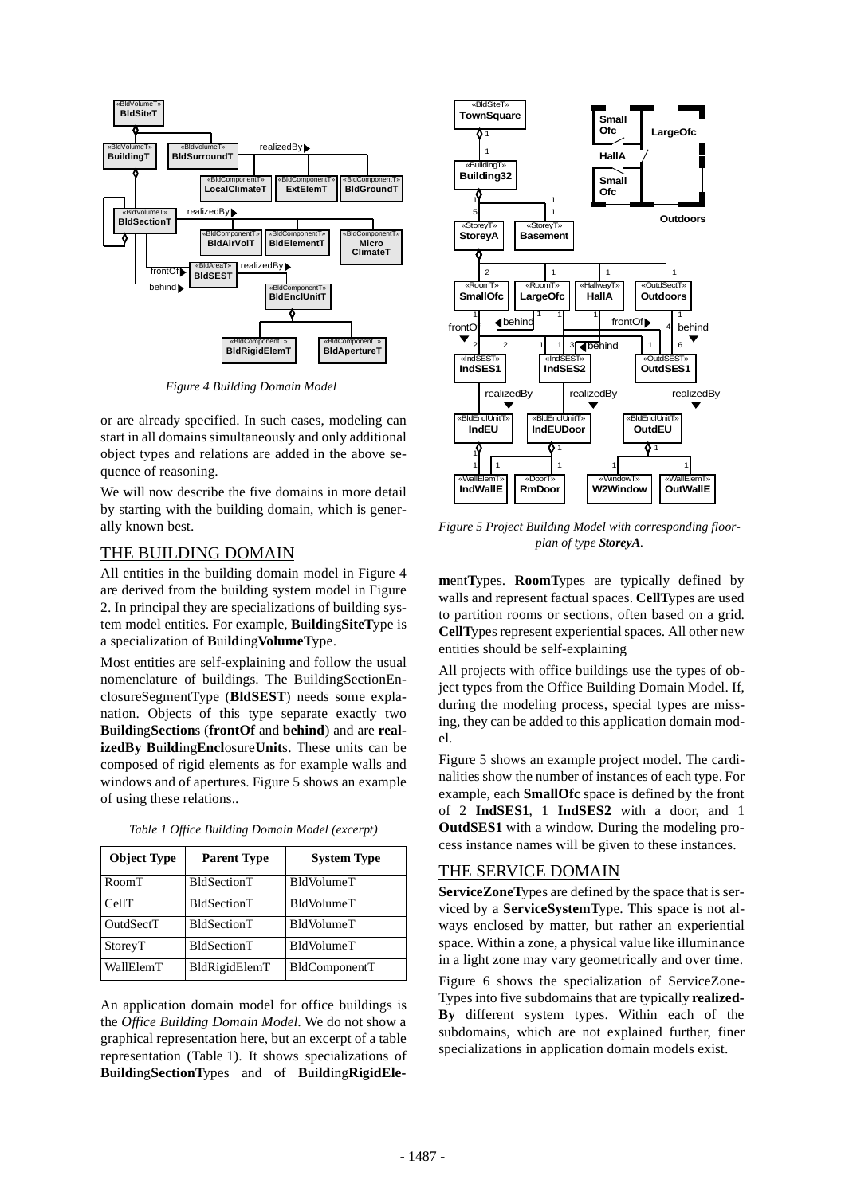*Figure 4 Building Domain Model*

or are already specified. In such cases, modeling can start in all domains simultaneously and only additional object types and relations are added in the above sequence of reasoning.

We will now describe the five domains in more detail by starting with the building domain, which is generally known best.

## THE BUILDING DOMAIN

All entities in the building domain model in Figure 4 are derived from the building system model in Figure 2. In principal they are specializations of building system model entities. For example, **B**ui**ld**ing**SiteT**ype is a specialization of **B**ui**ld**ing**VolumeT**ype.

Most entities are self-explaining and follow the usual nomenclature of buildings. The BuildingSectionEnclosureSegmentType (**BldSEST**) needs some explanation. Objects of this type separate exactly two **B**ui**ld**ing**Section**s (**frontOf** and **behind**) and are **realizedBy B**ui**ld**ing**Encl**osure**Unit**s. These units can be composed of rigid elements as for example walls and windows and of apertures. Figure 5 shows an example of using these relations..

*Table 1 Office Building Domain Model (excerpt)*

| Object Type | Parent Type | System Type |
|---|---|---|
| RoomT | BldSectionT | BldVolumeT |
| CellT | BldSectionT | BldVolumeT |
| OutdSectT | BldSectionT | BldVolumeT |
| StoreyT | BldSectionT | BldVolumeT |
| WallElemT | BldRigidElemT | BldComponentT |

An application domain model for office buildings is the *Office Building Domain Model*. We do not show a graphical representation here, but an excerpt of a table representation (Table 1). It shows specializations of **B**ui**ld**ing**Section****T**ypes and of **B**ui**ld**ing**RigidEle****m**ent**T**ypes. **RoomT**ypes are typically defined by walls and represent factual spaces. **CellT**ypes are used to partition rooms or sections, often based on a grid. **CellT**ypes represent experiential spaces. All other new entities should be self-explaining

*Figure 5 Project Building Model with corresponding floorplan of type **StoreyA**.*

All projects with office buildings use the types of object types from the Office Building Domain Model. If, during the modeling process, special types are missing, they can be added to this application domain model.

Figure 5 shows an example project model. The cardinalities show the number of instances of each type. For example, each **SmallOfc** space is defined by the front of 2 **IndSES1**, 1 **IndSES2** with a door, and 1 **OutdSES1** with a window. During the modeling process instance names will be given to these instances.

## THE SERVICE DOMAIN

**ServiceZoneT**ypes are defined by the space that is serviced by a **ServiceSystemT**ype. This space is not always enclosed by matter, but rather an experiential space. Within a zone, a physical value like illuminance in a light zone may vary geometrically and over time.

Figure 6 shows the specialization of ServiceZoneTypes into five subdomains that are typically **realizedBy** different system types. Within each of the subdomains, which are not explained further, finer specializations in application domain models exist.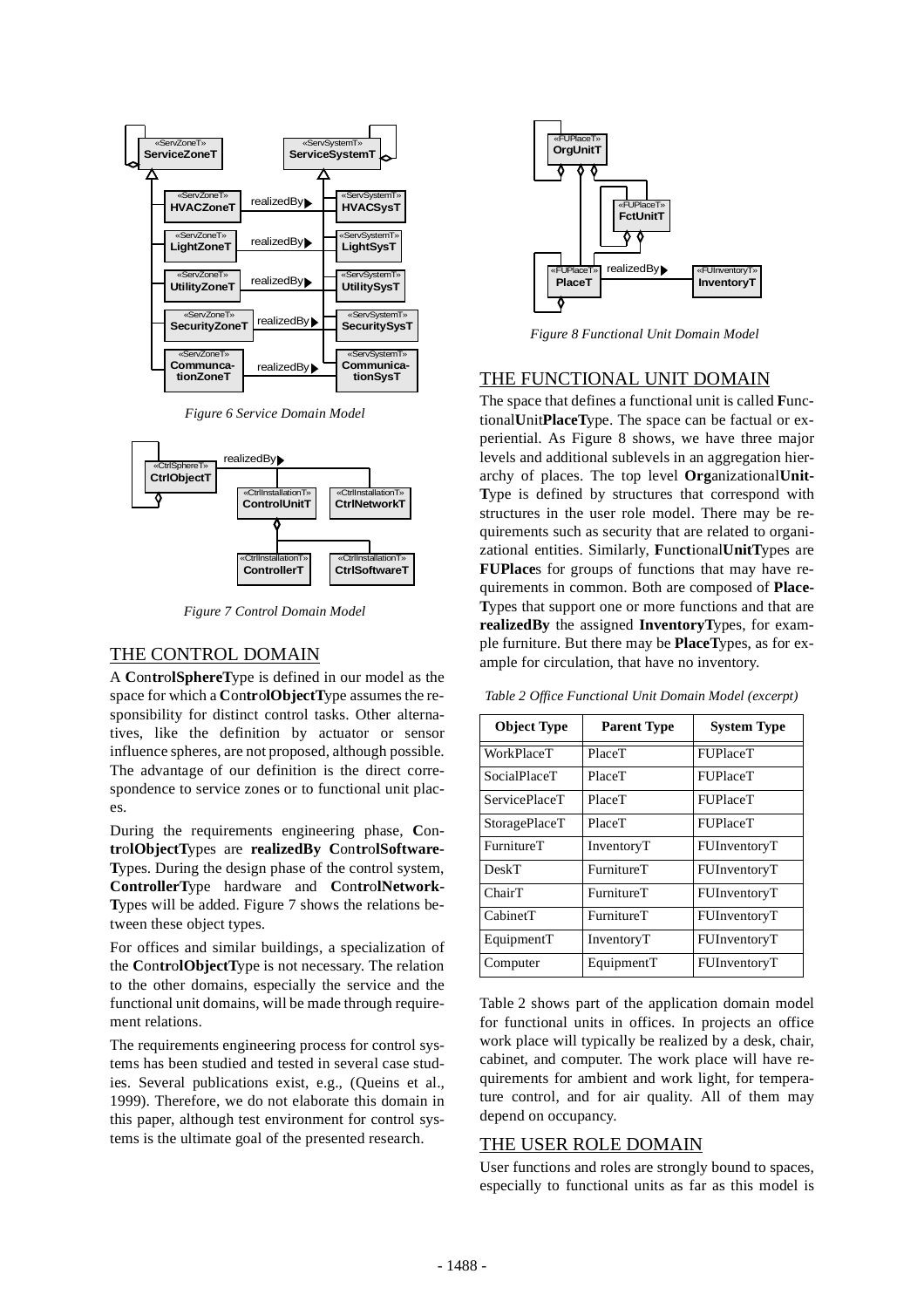Figure 6 Service Domain Model

Figure 7 Control Domain Model

## THE CONTROL DOMAIN

A **C**on**tr**o**lSphereT**ype is defined in our model as the space for which a **C**on**tr**o**lObjectT**ype assumes the responsibility for distinct control tasks. Other alternatives, like the definition by actuator or sensor influence spheres, are not proposed, although possible. The advantage of our definition is the direct correspondence to service zones or to functional unit places.

During the requirements engineering phase, **C**on**tr**o**lObjectT**ypes are **realizedBy C**on**tr**o**lSoftwareT**ypes. During the design phase of the control system, **ControllerT**ype hardware and **C**on**tr**o**lNetworkT**ypes will be added. Figure 7 shows the relations between these object types.

For offices and similar buildings, a specialization of the **C**on**tr**o**lObjectT**ype is not necessary. The relation to the other domains, especially the service and the functional unit domains, will be made through requirement relations.

The requirements engineering process for control systems has been studied and tested in several case studies. Several publications exist, e.g., (Queins et al., 1999). Therefore, we do not elaborate this domain in this paper, although test environment for control systems is the ultimate goal of the presented research.

Figure 8 Functional Unit Domain Model

## THE FUNCTIONAL UNIT DOMAIN

The space that defines a functional unit is called **F**unctional**U**nit**PlaceT**ype. The space can be factual or experiential. As Figure 8 shows, we have three major levels and additional sublevels in an aggregation hierarchy of places. The top level **Org**anizational**UnitT**ype is defined by structures that correspond with structures in the user role model. There may be requirements such as security that are related to organizational entities. Similarly, **F**un**ct**ional**UnitT**ypes are **FUPlace**s for groups of functions that may have requirements in common. Both are composed of **PlaceT**ypes that support one or more functions and that are **realizedBy** the assigned **InventoryT**ypes, for example furniture. But there may be **PlaceT**ypes, as for example for circulation, that have no inventory.

*Table 2 Office Functional Unit Domain Model (excerpt)*

| Object Type | Parent Type | System Type |
|---|---|---|
| WorkPlaceT | PlaceT | FUPlaceT |
| SocialPlaceT | PlaceT | FUPlaceT |
| ServicePlaceT | PlaceT | FUPlaceT |
| StoragePlaceT | PlaceT | FUPlaceT |
| FurnitureT | InventoryT | FUInventoryT |
| DeskT | FurnitureT | FUInventoryT |
| ChairT | FurnitureT | FUInventoryT |
| CabinetT | FurnitureT | FUInventoryT |
| EquipmentT | InventoryT | FUInventoryT |
| Computer | EquipmentT | FUInventoryT |

Table 2 shows part of the application domain model for functional units in offices. In projects an office work place will typically be realized by a desk, chair, cabinet, and computer. The work place will have requirements for ambient and work light, for temperature control, and for air quality. All of them may depend on occupancy.

## THE USER ROLE DOMAIN

User functions and roles are strongly bound to spaces, especially to functional units as far as this model is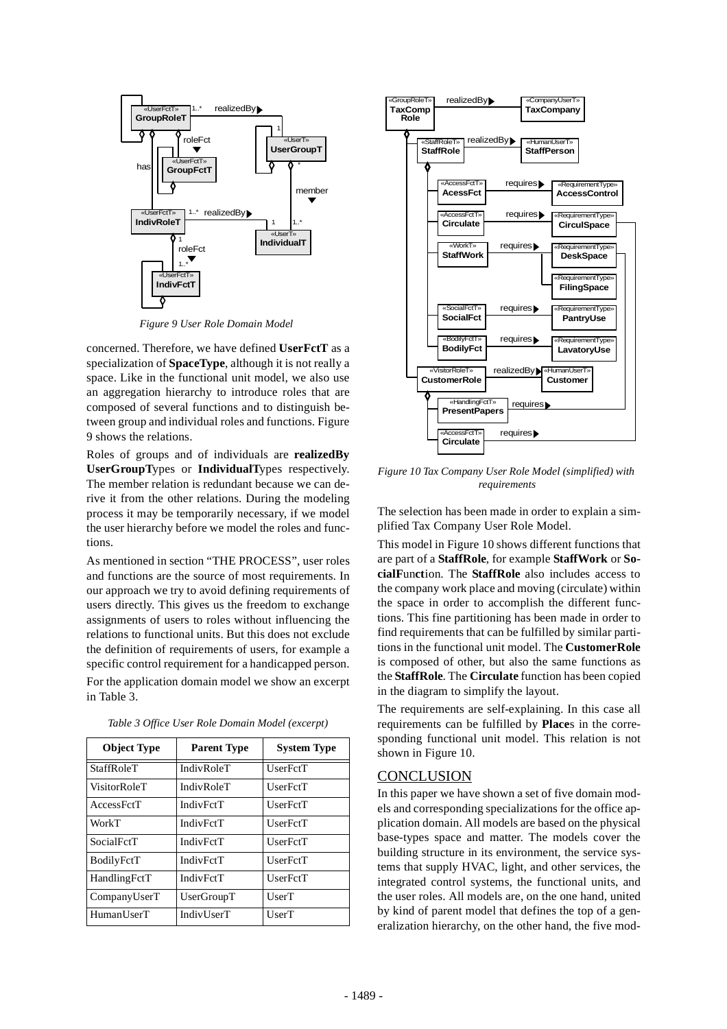*Figure 9 User Role Domain Model*

concerned. Therefore, we have defined **UserFctT** as a specialization of **SpaceType**, although it is not really a space. Like in the functional unit model, we also use an aggregation hierarchy to introduce roles that are composed of several functions and to distinguish between group and individual roles and functions. Figure 9 shows the relations.

Roles of groups and of individuals are **realizedBy UserGroupT**ypes or **IndividualT**ypes respectively. The member relation is redundant because we can derive it from the other relations. During the modeling process it may be temporarily necessary, if we model the user hierarchy before we model the roles and functions.

As mentioned in section "THE PROCESS", user roles and functions are the source of most requirements. In our approach we try to avoid defining requirements of users directly. This gives us the freedom to exchange assignments of users to roles without influencing the relations to functional units. But this does not exclude the definition of requirements of users, for example a specific control requirement for a handicapped person.

For the application domain model we show an excerpt in Table 3.

*Table 3 Office User Role Domain Model (excerpt)*

| Object Type | Parent Type | System Type |
|---|---|---|
| StaffRoleT | IndivRoleT | UserFctT |
| VisitorRoleT | IndivRoleT | UserFctT |
| AccessFctT | IndivFctT | UserFctT |
| WorkT | IndivFctT | UserFctT |
| SocialFctT | IndivFctT | UserFctT |
| BodilyFctT | IndivFctT | UserFctT |
| HandlingFctT | IndivFctT | UserFctT |
| CompanyUserT | UserGroupT | UserT |
| HumanUserT | IndivUserT | UserT |

*Figure 10 Tax Company User Role Model (simplified) with requirements*

The selection has been made in order to explain a simplified Tax Company User Role Model.

This model in Figure 10 shows different functions that are part of a **StaffRole**, for example **StaffWork** or **SocialF**un**ct**ion. The **StaffRole** also includes access to the company work place and moving (circulate) within the space in order to accomplish the different functions. This fine partitioning has been made in order to find requirements that can be fulfilled by similar partitions in the functional unit model. The **CustomerRole** is composed of other, but also the same functions as the **StaffRole**. The **Circulate** function has been copied in the diagram to simplify the layout.

The requirements are self-explaining. In this case all requirements can be fulfilled by **Place**s in the corresponding functional unit model. This relation is not shown in Figure 10.

## CONCLUSION

In this paper we have shown a set of five domain models and corresponding specializations for the office application domain. All models are based on the physical base-types space and matter. The models cover the building structure in its environment, the service systems that supply HVAC, light, and other services, the integrated control systems, the functional units, and the user roles. All models are, on the one hand, united by kind of parent model that defines the top of a generalization hierarchy, on the other hand, the five mod-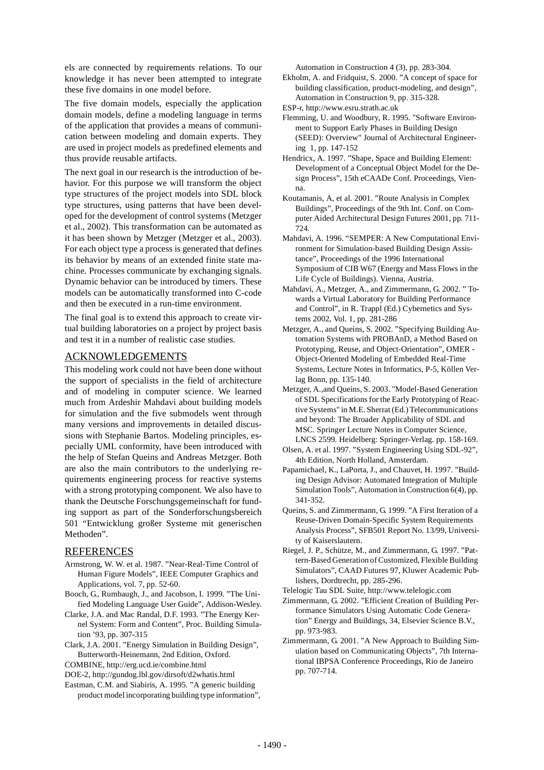els are connected by requirements relations. To our knowledge it has never been attempted to integrate these five domains in one model before.

The five domain models, especially the application domain models, define a modeling language in terms of the application that provides a means of communication between modeling and domain experts. They are used in project models as predefined elements and thus provide reusable artifacts.

The next goal in our research is the introduction of behavior. For this purpose we will transform the object type structures of the project models into SDL block type structures, using patterns that have been developed for the development of control systems (Metzger et al., 2002). This transformation can be automated as it has been shown by Metzger (Metzger et al., 2003). For each object type a process is generated that defines its behavior by means of an extended finite state machine. Processes communicate by exchanging signals. Dynamic behavior can be introduced by timers. These models can be automatically transformed into C-code and then be executed in a run-time environment.

The final goal is to extend this approach to create virtual building laboratories on a project by project basis and test it in a number of realistic case studies.

## ACKNOWLEDGEMENTS

This modeling work could not have been done without the support of specialists in the field of architecture and of modeling in computer science. We learned much from Ardeshir Mahdavi about building models for simulation and the five submodels went through many versions and improvements in detailed discussions with Stephanie Bartos. Modeling principles, especially UML conformity, have been introduced with the help of Stefan Queins and Andreas Metzger. Both are also the main contributors to the underlying requirements engineering process for reactive systems with a strong prototyping component. We also have to thank the Deutsche Forschungsgemeinschaft for funding support as part of the Sonderforschungsbereich 501 "Entwicklung großer Systeme mit generischen Methoden".

## REFERENCES

Armstrong, W. W. et al. 1987. "Near-Real-Time Control of Human Figure Models", IEEE Computer Graphics and Applications, vol. 7, pp. 52-60.

Booch, G., Rumbaugh, J., and Jacobson, I. 1999. "The Unified Modeling Language User Guide", Addison-Wesley.

Clarke, J.A. and Mac Randal, D.F. 1993. "The Energy Kernel System: Form and Content", Proc. Building Simulation '93, pp. 307-315

Clark, J.A. 2001. "Energy Simulation in Building Design", Butterworth-Heinemann, 2nd Edition, Oxford.

COMBINE, http://erg.ucd.ie/combine.html

DOE-2, http://gundog.lbl.gov/dirsoft/d2whatis.html

Eastman, C.M. and Siabiris, A. 1995. "A generic building product model incorporating building type information", Automation in Construction 4 (3), pp. 283-304.

Ekholm, A. and Fridquist, S. 2000. "A concept of space for building classification, product-modeling, and design", Automation in Construction 9, pp. 315-328.

ESP-r, http://www.esru.strath.ac.uk

Flemming, U. and Woodbury, R. 1995. "Software Environment to Support Early Phases in Building Design (SEED): Overview" Journal of Architectural Engineering 1, pp. 147-152

Hendricx, A. 1997. "Shape, Space and Building Element: Development of a Conceptual Object Model for the Design Process", 15th eCAADe Conf. Proceedings, Vienna.

Koutamanis, A, et al. 2001. "Route Analysis in Complex Buildings", Proceedings of the 9th Int. Conf. on Computer Aided Architectural Design Futures 2001, pp. 711-724.

Mahdavi, A. 1996. "SEMPER: A New Computational Environment for Simulation-based Building Design Assistance", Proceedings of the 1996 International Symposium of CIB W67 (Energy and Mass Flows in the Life Cycle of Buildings). Vienna, Austria.

Mahdavi, A., Metzger, A., and Zimmermann, G. 2002. " Towards a Virtual Laboratory for Building Performance and Control", in R. Trappl (Ed.) Cybernetics and Systems 2002, Vol. 1, pp. 281-286

Metzger, A., and Queins, S. 2002. "Specifying Building Automation Systems with PROBAnD, a Method Based on Prototyping, Reuse, and Object-Orientation", OMER - Object-Oriented Modeling of Embedded Real-Time Systems, Lecture Notes in Informatics, P-5, Köllen Verlag Bonn, pp. 135-140.

Metzger, A.,and Queins, S. 2003. "Model-Based Generation of SDL Specifications for the Early Prototyping of Reactive Systems" in M.E. Sherrat (Ed.) Telecommunications and beyond: The Broader Applicability of SDL and MSC. Springer Lecture Notes in Computer Science, LNCS 2599. Heidelberg: Springer-Verlag. pp. 158-169.

Olsen, A. et al. 1997. "System Engineering Using SDL-92", 4th Edition, North Holland, Amsterdam.

Papamichael, K., LaPorta, J., and Chauvet, H. 1997. "Building Design Advisor: Automated Integration of Multiple Simulation Tools", Automation in Construction 6(4), pp. 341-352.

Queins, S. and Zimmermann, G. 1999. "A First Iteration of a Reuse-Driven Domain-Specific System Requirements Analysis Process", SFB501 Report No. 13/99, University of Kaiserslautern.

Riegel, J. P., Schütze, M., and Zimmermann, G. 1997. "Pattern-Based Generation of Customized, Flexible Building Simulators", CAAD Futures 97, Kluwer Academic Publishers, Dordtrecht, pp. 285-296.

Telelogic Tau SDL Suite, http://www.telelogic.com

Zimmermann, G. 2002. "Efficient Creation of Building Performance Simulators Using Automatic Code Generation" Energy and Buildings, 34, Elsevier Science B.V., pp. 973-983.

Zimmermann, G. 2001. "A New Approach to Building Simulation based on Communicating Objects", 7th International IBPSA Conference Proceedings, Rio de Janeiro pp. 707-714.